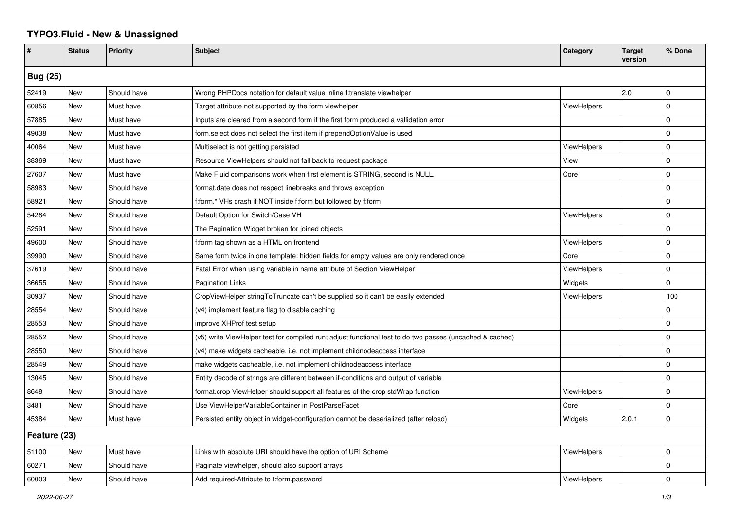# TYPO3.Fluid - New & Unassigned

| # | Status | Priority | Subject | Category | Target version | % Done |
|---|---|---|---|---|---|---|
| **Bug (25)** | | | | | | |
| 52419 | New | Should have | Wrong PHPDocs notation for default value inline f:translate viewhelper | | 2.0 | 0 |
| 60856 | New | Must have | Target attribute not supported by the form viewhelper | ViewHelpers | | 0 |
| 57885 | New | Must have | Inputs are cleared from a second form if the first form produced a vallidation error | | | 0 |
| 49038 | New | Must have | form.select does not select the first item if prependOptionValue is used | | | 0 |
| 40064 | New | Must have | Multiselect is not getting persisted | ViewHelpers | | 0 |
| 38369 | New | Must have | Resource ViewHelpers should not fall back to request package | View | | 0 |
| 27607 | New | Must have | Make Fluid comparisons work when first element is STRING, second is NULL. | Core | | 0 |
| 58983 | New | Should have | format.date does not respect linebreaks and throws exception | | | 0 |
| 58921 | New | Should have | f:form.* VHs crash if NOT inside f:form but followed by f:form | | | 0 |
| 54284 | New | Should have | Default Option for Switch/Case VH | ViewHelpers | | 0 |
| 52591 | New | Should have | The Pagination Widget broken for joined objects | | | 0 |
| 49600 | New | Should have | f:form tag shown as a HTML on frontend | ViewHelpers | | 0 |
| 39990 | New | Should have | Same form twice in one template: hidden fields for empty values are only rendered once | Core | | 0 |
| 37619 | New | Should have | Fatal Error when using variable in name attribute of Section ViewHelper | ViewHelpers | | 0 |
| 36655 | New | Should have | Pagination Links | Widgets | | 0 |
| 30937 | New | Should have | CropViewHelper stringToTruncate can't be supplied so it can't be easily extended | ViewHelpers | | 100 |
| 28554 | New | Should have | (v4) implement feature flag to disable caching | | | 0 |
| 28553 | New | Should have | improve XHProf test setup | | | 0 |
| 28552 | New | Should have | (v5) write ViewHelper test for compiled run; adjust functional test to do two passes (uncached & cached) | | | 0 |
| 28550 | New | Should have | (v4) make widgets cacheable, i.e. not implement childnodeaccess interface | | | 0 |
| 28549 | New | Should have | make widgets cacheable, i.e. not implement childnodeaccess interface | | | 0 |
| 13045 | New | Should have | Entity decode of strings are different between if-conditions and output of variable | | | 0 |
| 8648 | New | Should have | format.crop ViewHelper should support all features of the crop stdWrap function | ViewHelpers | | 0 |
| 3481 | New | Should have | Use ViewHelperVariableContainer in PostParseFacet | Core | | 0 |
| 45384 | New | Must have | Persisted entity object in widget-configuration cannot be deserialized (after reload) | Widgets | 2.0.1 | 0 |
| **Feature (23)** | | | | | | |
| 51100 | New | Must have | Links with absolute URI should have the option of URI Scheme | ViewHelpers | | 0 |
| 60271 | New | Should have | Paginate viewhelper, should also support arrays | | | 0 |
| 60003 | New | Should have | Add required-Attribute to f:form.password | ViewHelpers | | 0 |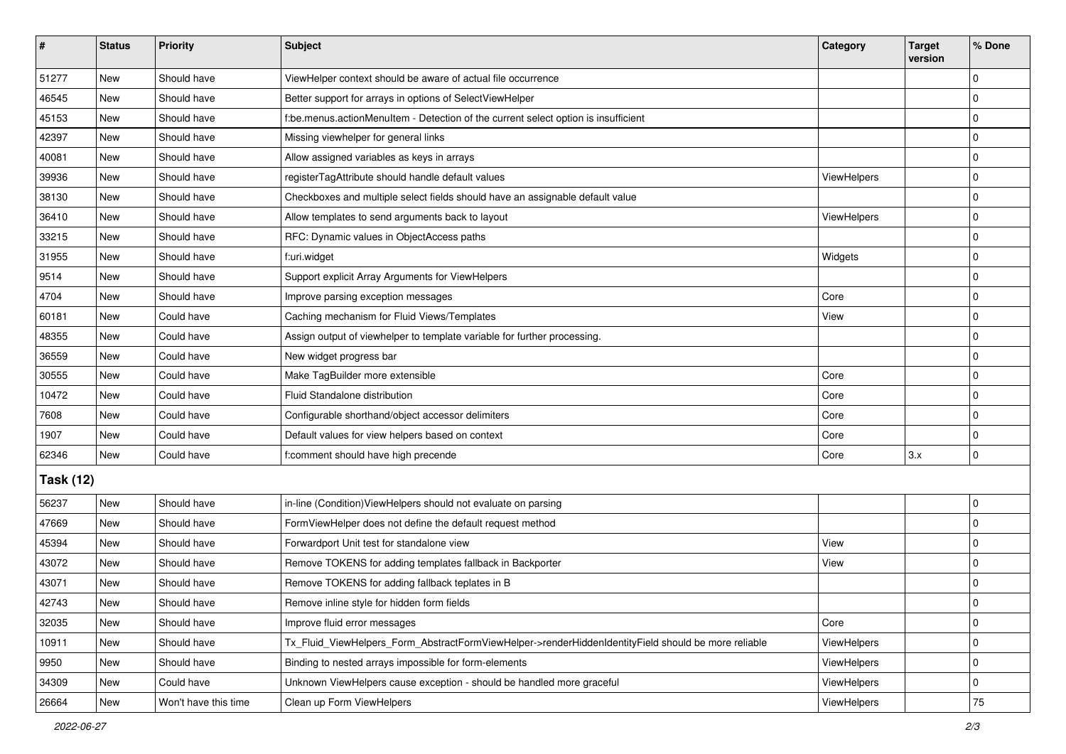| # | Status | Priority | Subject | Category | Target version | % Done |
|---|---|---|---|---|---|---|
| 51277 | New | Should have | ViewHelper context should be aware of actual file occurrence | | | 0 |
| 46545 | New | Should have | Better support for arrays in options of SelectViewHelper | | | 0 |
| 45153 | New | Should have | f:be.menus.actionMenuItem - Detection of the current select option is insufficient | | | 0 |
| 42397 | New | Should have | Missing viewhelper for general links | | | 0 |
| 40081 | New | Should have | Allow assigned variables as keys in arrays | | | 0 |
| 39936 | New | Should have | registerTagAttribute should handle default values | ViewHelpers | | 0 |
| 38130 | New | Should have | Checkboxes and multiple select fields should have an assignable default value | | | 0 |
| 36410 | New | Should have | Allow templates to send arguments back to layout | ViewHelpers | | 0 |
| 33215 | New | Should have | RFC: Dynamic values in ObjectAccess paths | | | 0 |
| 31955 | New | Should have | f:uri.widget | Widgets | | 0 |
| 9514 | New | Should have | Support explicit Array Arguments for ViewHelpers | | | 0 |
| 4704 | New | Should have | Improve parsing exception messages | Core | | 0 |
| 60181 | New | Could have | Caching mechanism for Fluid Views/Templates | View | | 0 |
| 48355 | New | Could have | Assign output of viewhelper to template variable for further processing. | | | 0 |
| 36559 | New | Could have | New widget progress bar | | | 0 |
| 30555 | New | Could have | Make TagBuilder more extensible | Core | | 0 |
| 10472 | New | Could have | Fluid Standalone distribution | Core | | 0 |
| 7608 | New | Could have | Configurable shorthand/object accessor delimiters | Core | | 0 |
| 1907 | New | Could have | Default values for view helpers based on context | Core | | 0 |
| 62346 | New | Could have | f:comment should have high precende | Core | 3.x | 0 |
| **Task (12)** | | | | | | |
| 56237 | New | Should have | in-line (Condition)ViewHelpers should not evaluate on parsing | | | 0 |
| 47669 | New | Should have | FormViewHelper does not define the default request method | | | 0 |
| 45394 | New | Should have | Forwardport Unit test for standalone view | View | | 0 |
| 43072 | New | Should have | Remove TOKENS for adding templates fallback in Backporter | View | | 0 |
| 43071 | New | Should have | Remove TOKENS for adding fallback teplates in B | | | 0 |
| 42743 | New | Should have | Remove inline style for hidden form fields | | | 0 |
| 32035 | New | Should have | Improve fluid error messages | Core | | 0 |
| 10911 | New | Should have | Tx_Fluid_ViewHelpers_Form_AbstractFormViewHelper->renderHiddenIdentityField should be more reliable | ViewHelpers | | 0 |
| 9950 | New | Should have | Binding to nested arrays impossible for form-elements | ViewHelpers | | 0 |
| 34309 | New | Could have | Unknown ViewHelpers cause exception - should be handled more graceful | ViewHelpers | | 0 |
| 26664 | New | Won't have this time | Clean up Form ViewHelpers | ViewHelpers | | 75 |

*2022-06-27*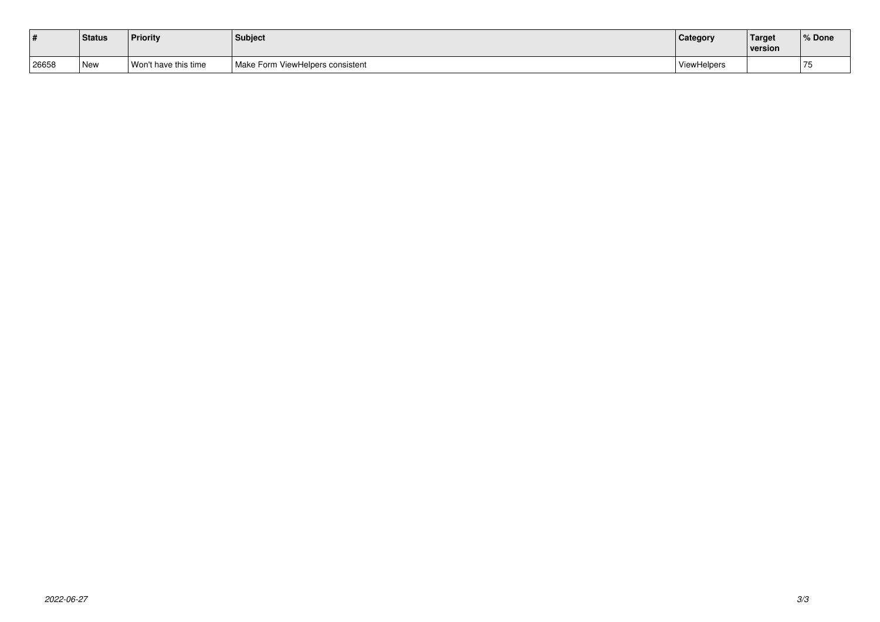| # | Status | Priority | Subject | Category | Target version | % Done |
|---|---|---|---|---|---|---|
| 26658 | New | Won't have this time | Make Form ViewHelpers consistent | ViewHelpers | | 75 |